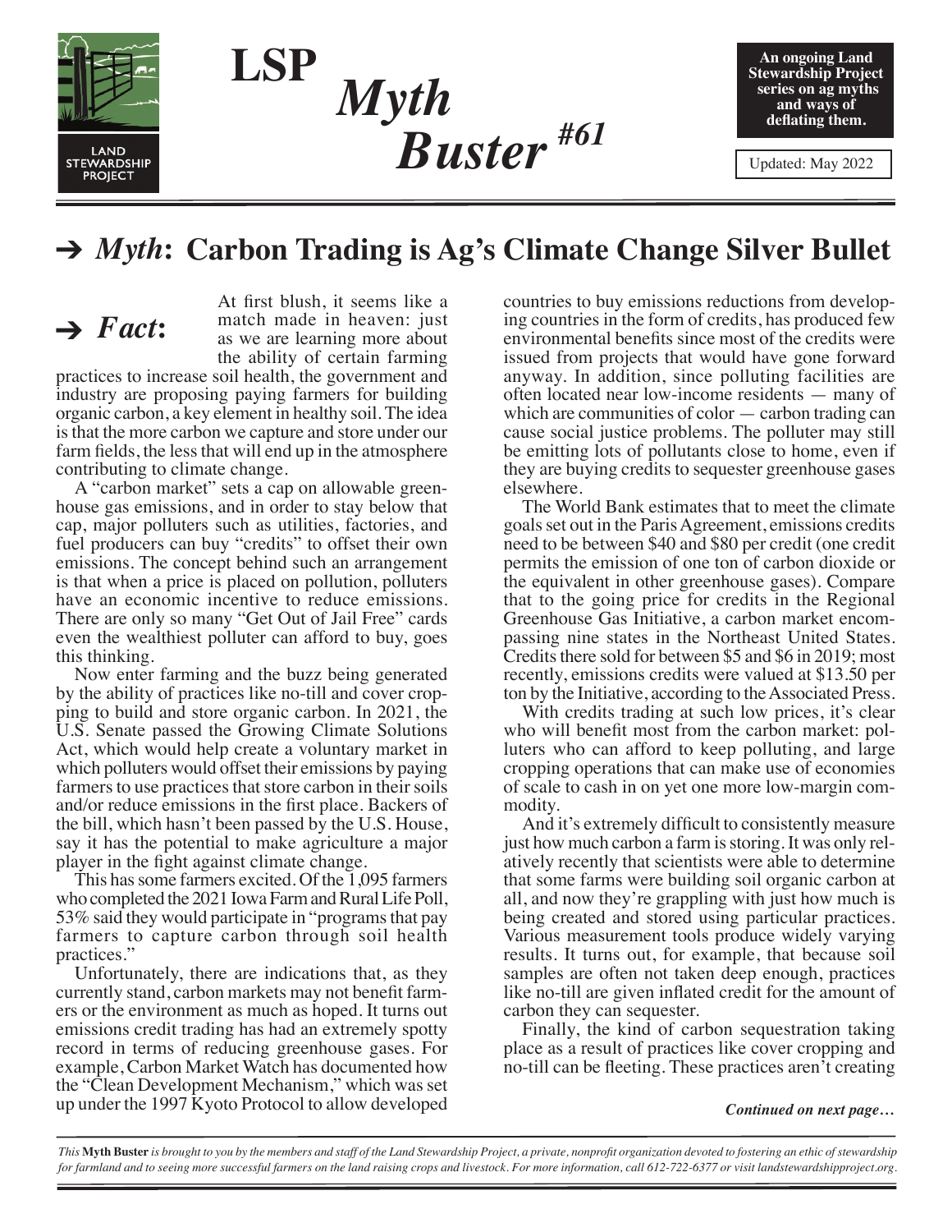# LSP *Myth Buster* #61

**An ongoing Land Stewardship Project series on ag myths and ways of deflating them.**

Updated: May 2022

## ➔ *Myth*: Carbon Trading is Ag's Climate Change Silver Bullet

### ➔ *Fact*:

At first blush, it seems like a match made in heaven: just as we are learning more about the ability of certain farming practices to increase soil health, the government and industry are proposing paying farmers for building organic carbon, a key element in healthy soil. The idea is that the more carbon we capture and store under our farm fields, the less that will end up in the atmosphere contributing to climate change.

A "carbon market" sets a cap on allowable greenhouse gas emissions, and in order to stay below that cap, major polluters such as utilities, factories, and fuel producers can buy "credits" to offset their own emissions. The concept behind such an arrangement is that when a price is placed on pollution, polluters have an economic incentive to reduce emissions. There are only so many "Get Out of Jail Free" cards even the wealthiest polluter can afford to buy, goes this thinking.

Now enter farming and the buzz being generated by the ability of practices like no-till and cover cropping to build and store organic carbon. In 2021, the U.S. Senate passed the Growing Climate Solutions Act, which would help create a voluntary market in which polluters would offset their emissions by paying farmers to use practices that store carbon in their soils and/or reduce emissions in the first place. Backers of the bill, which hasn't been passed by the U.S. House, say it has the potential to make agriculture a major player in the fight against climate change.

This has some farmers excited. Of the 1,095 farmers who completed the 2021 Iowa Farm and Rural Life Poll, 53% said they would participate in "programs that pay farmers to capture carbon through soil health practices."

Unfortunately, there are indications that, as they currently stand, carbon markets may not benefit farmers or the environment as much as hoped. It turns out emissions credit trading has had an extremely spotty record in terms of reducing greenhouse gases. For example, Carbon Market Watch has documented how the "Clean Development Mechanism," which was set up under the 1997 Kyoto Protocol to allow developed countries to buy emissions reductions from developing countries in the form of credits, has produced few environmental benefits since most of the credits were issued from projects that would have gone forward anyway. In addition, since polluting facilities are often located near low-income residents — many of which are communities of color — carbon trading can cause social justice problems. The polluter may still be emitting lots of pollutants close to home, even if they are buying credits to sequester greenhouse gases elsewhere.

The World Bank estimates that to meet the climate goals set out in the Paris Agreement, emissions credits need to be between $40 and $80 per credit (one credit permits the emission of one ton of carbon dioxide or the equivalent in other greenhouse gases). Compare that to the going price for credits in the Regional Greenhouse Gas Initiative, a carbon market encompassing nine states in the Northeast United States. Credits there sold for between $5 and $6 in 2019; most recently, emissions credits were valued at $13.50 per ton by the Initiative, according to the Associated Press.

With credits trading at such low prices, it's clear who will benefit most from the carbon market: polluters who can afford to keep polluting, and large cropping operations that can make use of economies of scale to cash in on yet one more low-margin commodity.

And it's extremely difficult to consistently measure just how much carbon a farm is storing. It was only relatively recently that scientists were able to determine that some farms were building soil organic carbon at all, and now they're grappling with just how much is being created and stored using particular practices. Various measurement tools produce widely varying results. It turns out, for example, that because soil samples are often not taken deep enough, practices like no-till are given inflated credit for the amount of carbon they can sequester.

Finally, the kind of carbon sequestration taking place as a result of practices like cover cropping and no-till can be fleeting. These practices aren't creating

***Continued on next page…***

*This* **Myth Buster** *is brought to you by the members and staff of the Land Stewardship Project, a private, nonprofit organization devoted to fostering an ethic of stewardship for farmland and to seeing more successful farmers on the land raising crops and livestock. For more information, call 612-722-6377 or visit landstewardshipproject.org.*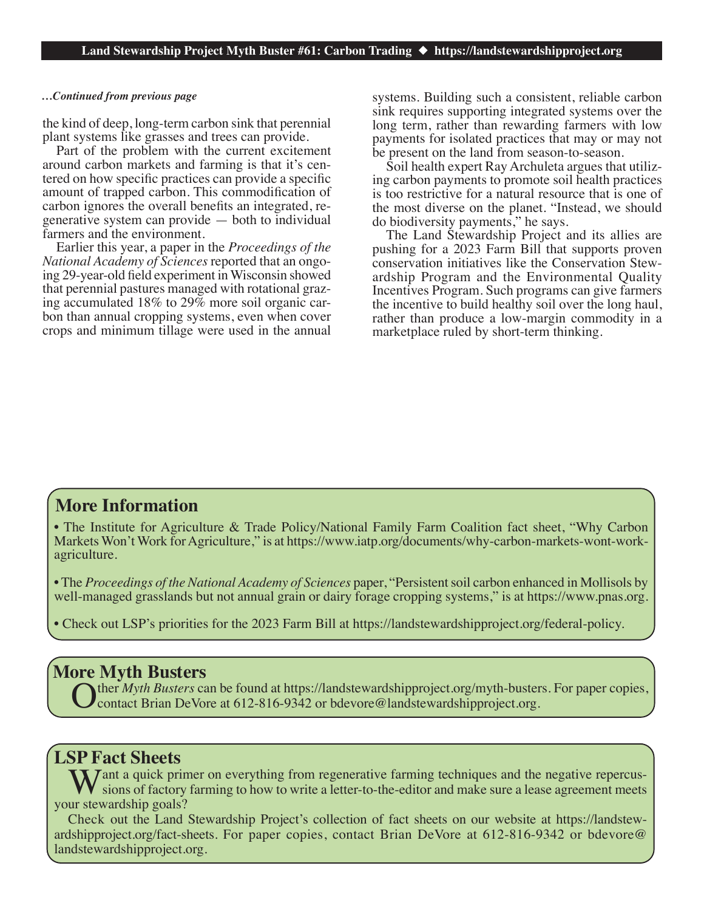*…Continued from previous page*

the kind of deep, long-term carbon sink that perennial plant systems like grasses and trees can provide.

Part of the problem with the current excitement around carbon markets and farming is that it's centered on how specific practices can provide a specific amount of trapped carbon. This commodification of carbon ignores the overall benefits an integrated, regenerative system can provide — both to individual farmers and the environment.

Earlier this year, a paper in the *Proceedings of the National Academy of Sciences* reported that an ongoing 29-year-old field experiment in Wisconsin showed that perennial pastures managed with rotational grazing accumulated 18% to 29% more soil organic carbon than annual cropping systems, even when cover crops and minimum tillage were used in the annual systems. Building such a consistent, reliable carbon sink requires supporting integrated systems over the long term, rather than rewarding farmers with low payments for isolated practices that may or may not be present on the land from season-to-season.

Soil health expert Ray Archuleta argues that utilizing carbon payments to promote soil health practices is too restrictive for a natural resource that is one of the most diverse on the planet. "Instead, we should do biodiversity payments," he says.

The Land Stewardship Project and its allies are pushing for a 2023 Farm Bill that supports proven conservation initiatives like the Conservation Stewardship Program and the Environmental Quality Incentives Program. Such programs can give farmers the incentive to build healthy soil over the long haul, rather than produce a low-margin commodity in a marketplace ruled by short-term thinking.

## More Information

- The Institute for Agriculture & Trade Policy/National Family Farm Coalition fact sheet, "Why Carbon Markets Won't Work for Agriculture," is at https://www.iatp.org/documents/why-carbon-markets-wont-work-agriculture.
- The *Proceedings of the National Academy of Sciences* paper, "Persistent soil carbon enhanced in Mollisols by well-managed grasslands but not annual grain or dairy forage cropping systems," is at https://www.pnas.org.
- Check out LSP's priorities for the 2023 Farm Bill at https://landstewardshipproject.org/federal-policy.

## More Myth Busters

Other *Myth Busters* can be found at https://landstewardshipproject.org/myth-busters. For paper copies, contact Brian DeVore at 612-816-9342 or bdevore@landstewardshipproject.org.

## LSP Fact Sheets

Want a quick primer on everything from regenerative farming techniques and the negative repercussions of factory farming to how to write a letter-to-the-editor and make sure a lease agreement meets your stewardship goals?

Check out the Land Stewardship Project's collection of fact sheets on our website at https://landstewardshipproject.org/fact-sheets. For paper copies, contact Brian DeVore at 612-816-9342 or bdevore@landstewardshipproject.org.